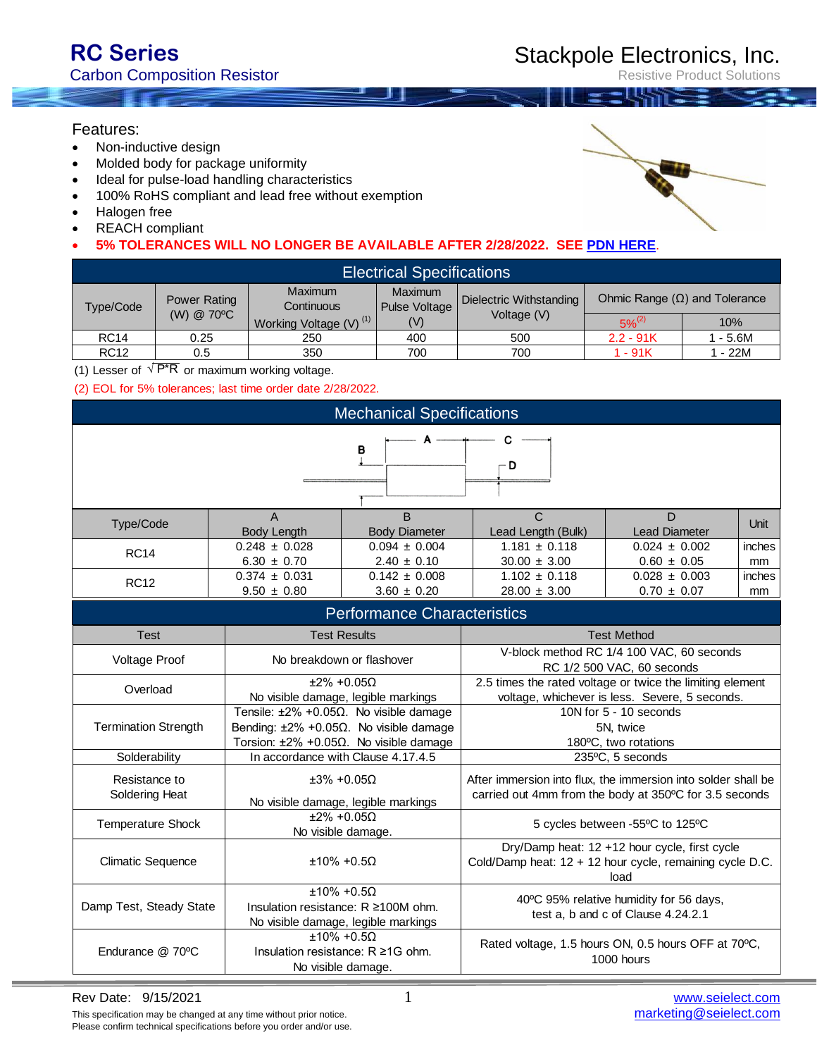# RC Series

## Carbon Composition Resistor

Stackpole Electronics, Inc.

Resistive Product Solutions

### Features:

- Non-inductive design
- Molded body for package uniformity
- Ideal for pulse-load handling characteristics
- 100% RoHS compliant and lead free without exemption
- Halogen free
- REACH compliant
- **5% TOLERANCES WILL NO LONGER BE AVAILABLE AFTER 2/28/2022. SEE PDN HERE.**

### Electrical Specifications

| Type/Code | Power Rating (W) @ 70ºC | Maximum Continuous Working Voltage (V) (1) | Maximum Pulse Voltage (V) | Dielectric Withstanding Voltage (V) | Ohmic Range (Ω) and Tolerance | |
|---|---|---|---|---|---|---|
| | | | | | 5% (2) | 10% |
| RC14 | 0.25 | 250 | 400 | 500 | 2.2 - 91K | 1 - 5.6M |
| RC12 | 0.5 | 350 | 700 | 700 | 1 - 91K | 1 - 22M |

(1) Lesser of $\sqrt{P*R}$ or maximum working voltage.

(2) EOL for 5% tolerances; last time order date 2/28/2022.

### Mechanical Specifications

| Type/Code | A Body Length | B Body Diameter | C Lead Length (Bulk) | D Lead Diameter | Unit |
|---|---|---|---|---|---|
| RC14 | 0.248 ± 0.028 | 0.094 ± 0.004 | 1.181 ± 0.118 | 0.024 ± 0.002 | inches |
| | 6.30 ± 0.70 | 2.40 ± 0.10 | 30.00 ± 3.00 | 0.60 ± 0.05 | mm |
| RC12 | 0.374 ± 0.031 | 0.142 ± 0.008 | 1.102 ± 0.118 | 0.028 ± 0.003 | inches |
| | 9.50 ± 0.80 | 3.60 ± 0.20 | 28.00 ± 3.00 | 0.70 ± 0.07 | mm |

### Performance Characteristics

| Test | Test Results | Test Method |
|---|---|---|
| Voltage Proof | No breakdown or flashover | V-block method RC 1/4 100 VAC, 60 seconds RC 1/2 500 VAC, 60 seconds |
| Overload | ±2% +0.05Ω No visible damage, legible markings | 2.5 times the rated voltage or twice the limiting element voltage, whichever is less. Severe, 5 seconds. |
| Termination Strength | Tensile: ±2% +0.05Ω. No visible damage Bending: ±2% +0.05Ω. No visible damage Torsion: ±2% +0.05Ω. No visible damage | 10N for 5 - 10 seconds 5N, twice 180ºC, two rotations |
| Solderability | In accordance with Clause 4.17.4.5 | 235ºC, 5 seconds |
| Resistance to Soldering Heat | ±3% +0.05Ω No visible damage, legible markings | After immersion into flux, the immersion into solder shall be carried out 4mm from the body at 350ºC for 3.5 seconds |
| Temperature Shock | ±2% +0.05Ω No visible damage. | 5 cycles between -55ºC to 125ºC |
| Climatic Sequence | ±10% +0.5Ω | Dry/Damp heat: 12 +12 hour cycle, first cycle Cold/Damp heat: 12 + 12 hour cycle, remaining cycle D.C. load |
| Damp Test, Steady State | ±10% +0.5Ω Insulation resistance: R ≥100M ohm. No visible damage, legible markings | 40ºC 95% relative humidity for 56 days, test a, b and c of Clause 4.24.2.1 |
| Endurance @ 70ºC | ±10% +0.5Ω Insulation resistance: R ≥1G ohm. No visible damage. | Rated voltage, 1.5 hours ON, 0.5 hours OFF at 70ºC, 1000 hours |

Rev Date: 9/15/2021

This specification may be changed at any time without prior notice.
Please confirm technical specifications before you order and/or use.

www.seielect.com
marketing@seielect.com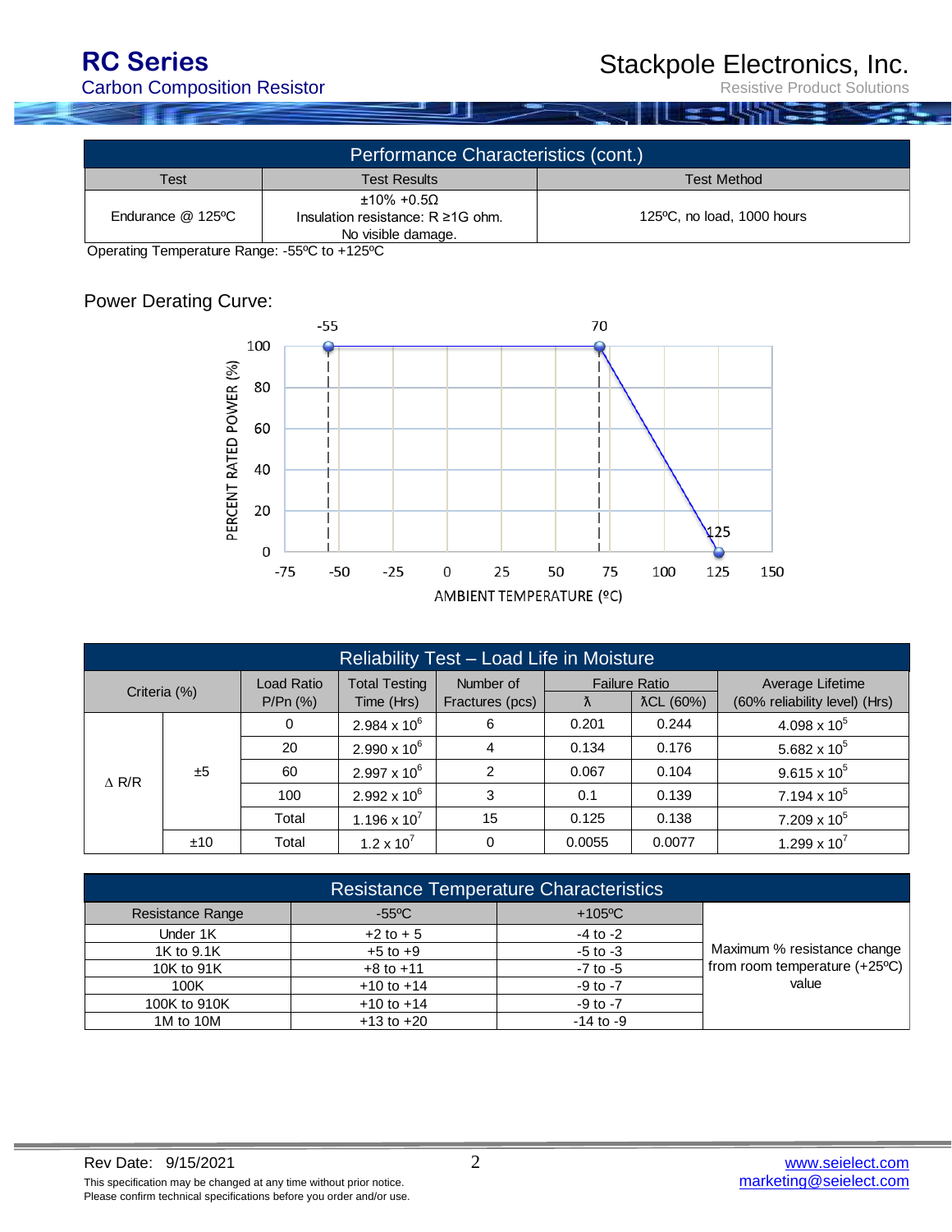## Performance Characteristics (cont.)

| Test | Test Results | Test Method |
|---|---|---|
| Endurance @ 125ºC | ±10% +0.5Ω<br>Insulation resistance: R ≥1G ohm.<br>No visible damage. | 125ºC, no load, 1000 hours |

Operating Temperature Range: -55ºC to +125ºC

## Power Derating Curve:

## Reliability Test – Load Life in Moisture

| Criteria (%) | | Load Ratio P/Pn (%) | Total Testing Time (Hrs) | Number of Fractures (pcs) | Failure Ratio | | Average Lifetime (60% reliability level) (Hrs) |
|---|---|---|---|---|---|---|---|
| | | | | | λ | λCL (60%) | |
| ∆ R/R | ±5 | 0 | $2.984 \times 10^6$ | 6 | 0.201 | 0.244 | $4.098 \times 10^5$ |
| | | 20 | $2.990 \times 10^6$ | 4 | 0.134 | 0.176 | $5.682 \times 10^5$ |
| | | 60 | $2.997 \times 10^6$ | 2 | 0.067 | 0.104 | $9.615 \times 10^5$ |
| | | 100 | $2.992 \times 10^6$ | 3 | 0.1 | 0.139 | $7.194 \times 10^5$ |
| | | Total | $1.196 \times 10^7$ | 15 | 0.125 | 0.138 | $7.209 \times 10^5$ |
| | ±10 | Total | $1.2 \times 10^7$ | 0 | 0.0055 | 0.0077 | $1.299 \times 10^7$ |

## Resistance Temperature Characteristics

| Resistance Range | -55ºC | +105ºC | |
|---|---|---|---|
| Under 1K | +2 to + 5 | -4 to -2 | Maximum % resistance change from room temperature (+25ºC) value |
| 1K to 9.1K | +5 to +9 | -5 to -3 | |
| 10K to 91K | +8 to +11 | -7 to -5 | |
| 100K | +10 to +14 | -9 to -7 | |
| 100K to 910K | +10 to +14 | -9 to -7 | |
| 1M to 10M | +13 to +20 | -14 to -9 | |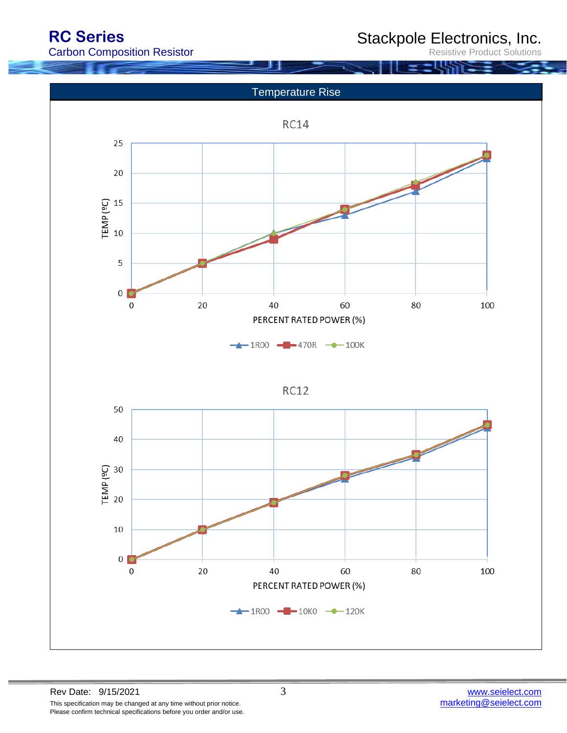## Temperature Rise

### RC14

TEMP (ºC) vs. PERCENT RATED POWER (%)

Legend: 1R00, 470R, 100K

### RC12

TEMP (ºC) vs. PERCENT RATED POWER (%)

Legend: 1R00, 10K0, 120K

Rev Date: 9/15/2021

This specification may be changed at any time without prior notice.
Please confirm technical specifications before you order and/or use.

www.seielect.com
marketing@seielect.com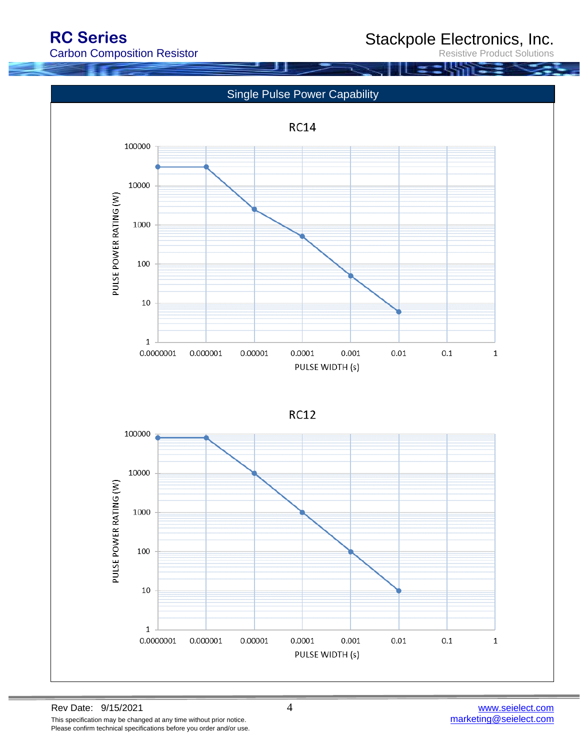## Single Pulse Power Capability

### RC14

PULSE POWER RATING (W)

100000
10000
1000
100
10
1

0.0000001 0.000001 0.00001 0.0001 0.001 0.01 0.1 1

PULSE WIDTH (s)

### RC12

PULSE POWER RATING (W)

100000
10000
1000
100
10
1

0.0000001 0.000001 0.00001 0.0001 0.001 0.01 0.1 1

PULSE WIDTH (s)

Rev Date: 9/15/2021

This specification may be changed at any time without prior notice.
Please confirm technical specifications before you order and/or use.

www.seielect.com
marketing@seielect.com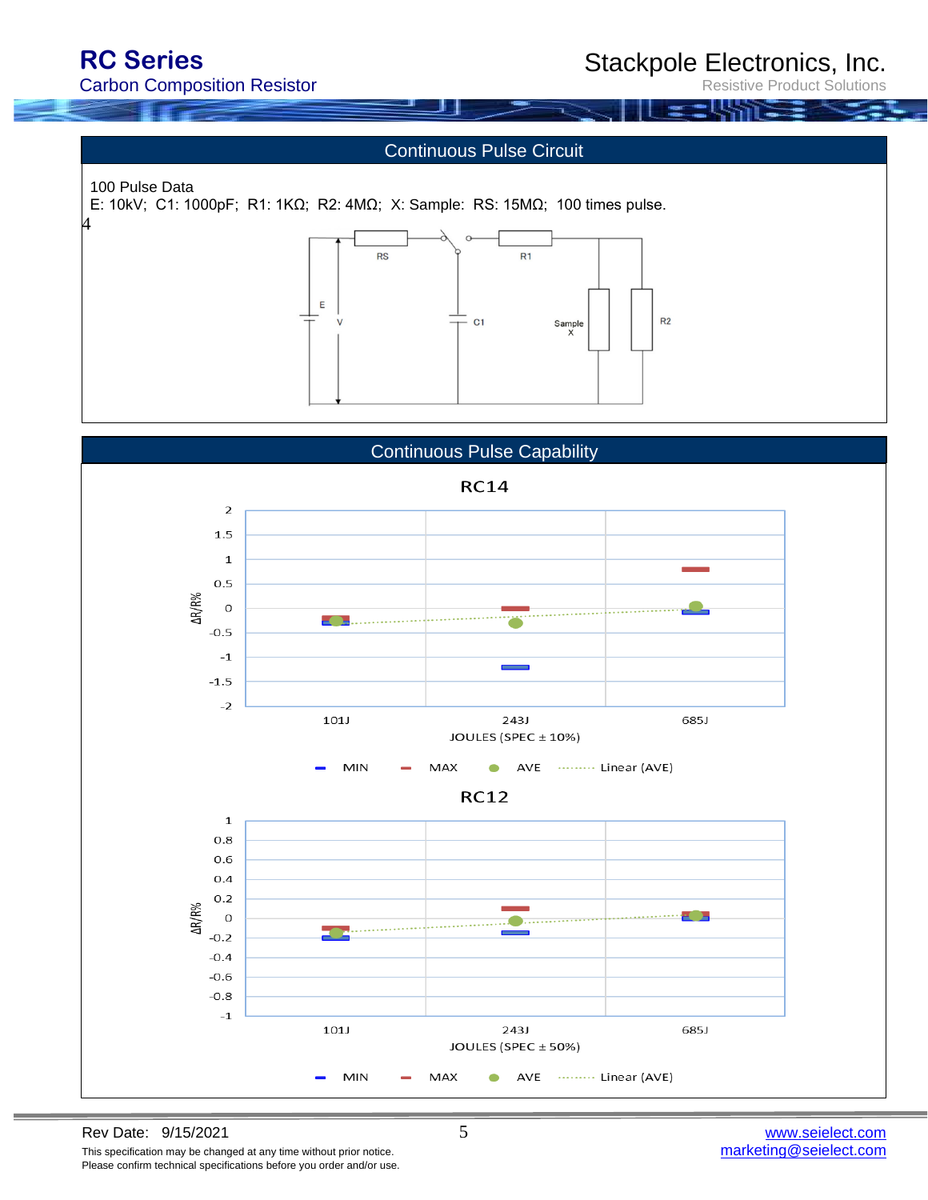## Continuous Pulse Circuit

100 Pulse Data

E: 10kV; C1: 1000pF; R1: 1KΩ; R2: 4MΩ; X: Sample: RS: 15MΩ; 100 times pulse.

4

## Continuous Pulse Capability

RC14

ΔR/R%

101J 243J 685J

JOULES (SPEC ± 10%)

MIN MAX AVE Linear (AVE)

RC12

ΔR/R%

101J 243J 685J

JOULES (SPEC ± 50%)

MIN MAX AVE Linear (AVE)

Rev Date: 9/15/2021

This specification may be changed at any time without prior notice.
Please confirm technical specifications before you order and/or use.

www.seielect.com
marketing@seielect.com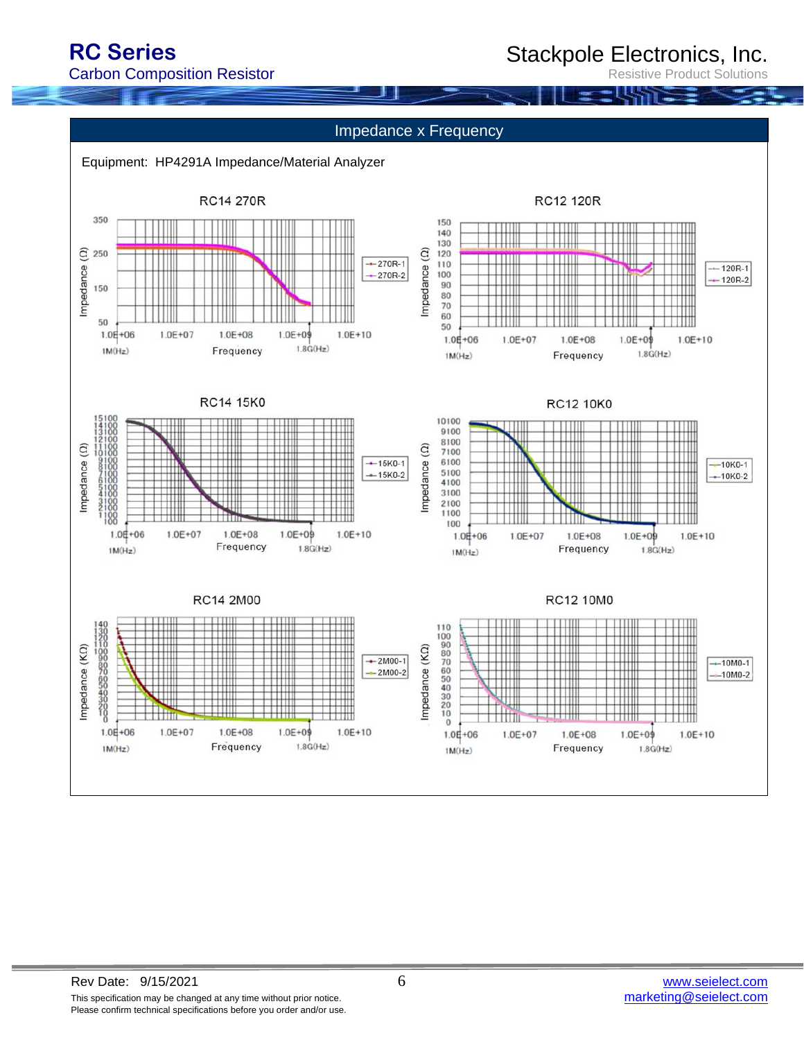## Impedance x Frequency

Equipment: HP4291A Impedance/Material Analyzer

RC14 270R

RC12 120R

RC14 15K0

RC12 10K0

RC14 2M00

RC12 10M0

Rev Date: 9/15/2021

This specification may be changed at any time without prior notice.
Please confirm technical specifications before you order and/or use.

www.seielect.com
marketing@seielect.com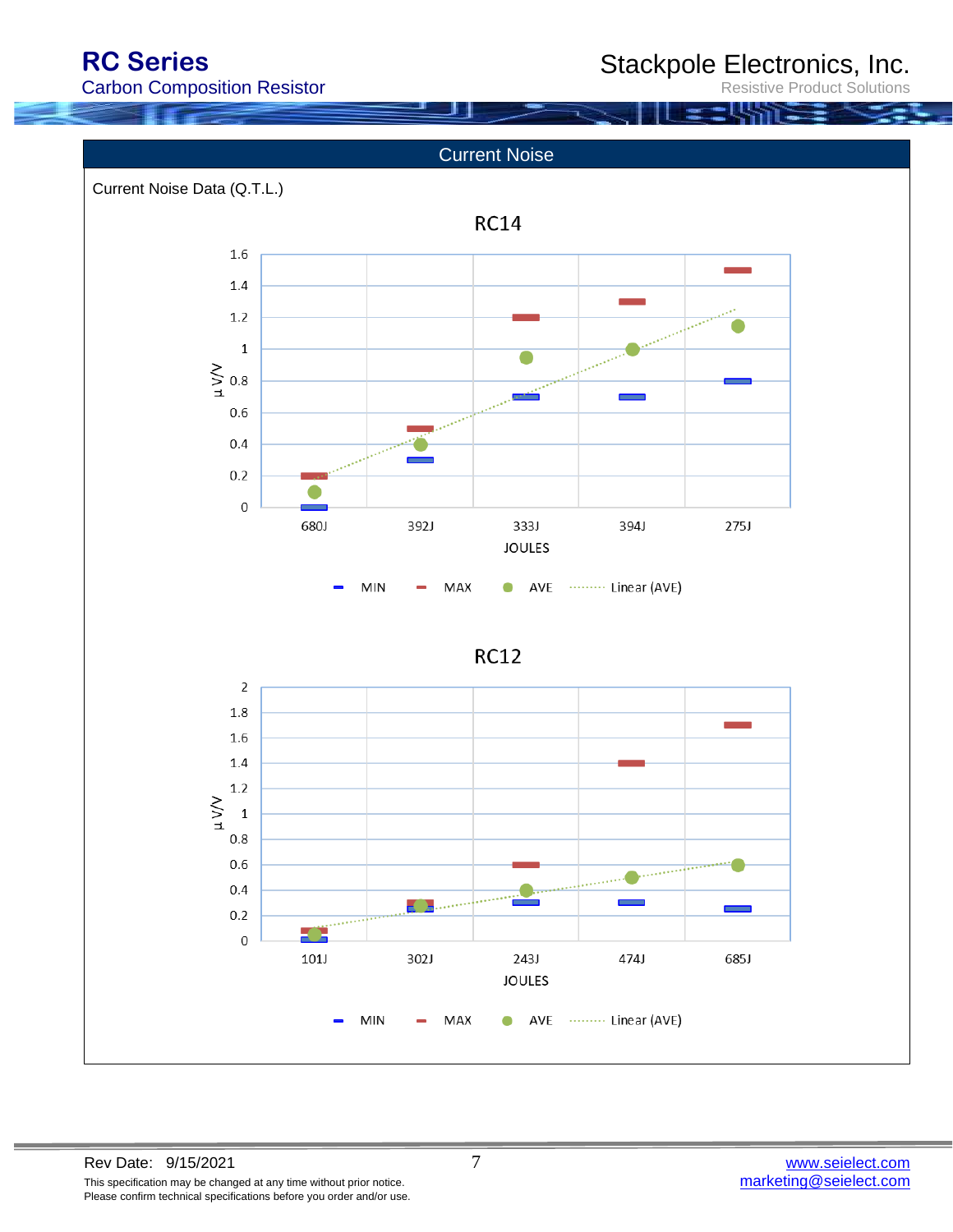## Current Noise

Current Noise Data (Q.T.L.)

RC14

| JOULES | MIN | MAX | AVE |
|---|---|---|---|
| 680J | 0 | 0.2 | 0.1 |
| 392J | 0.3 | 0.5 | 0.4 |
| 333J | 0.7 | 1.2 | 0.95 |
| 394J | 0.7 | 1.3 | 1 |
| 275J | 0.8 | 1.5 | 1.15 |

y-axis: µ V/V

Legend: MIN, MAX, AVE, Linear (AVE)

RC12

| JOULES | MIN | MAX | AVE |
|---|---|---|---|
| 101J | 0.02 | 0.08 | 0.05 |
| 302J | 0.25 | 0.3 | 0.27 |
| 243J | 0.3 | 0.6 | 0.4 |
| 474J | 0.3 | 1.4 | 0.5 |
| 685J | 0.25 | 1.7 | 0.6 |

y-axis: µ V/V

Legend: MIN, MAX, AVE, Linear (AVE)

Rev Date: 9/15/2021

This specification may be changed at any time without prior notice.
Please confirm technical specifications before you order and/or use.

www.seielect.com
marketing@seielect.com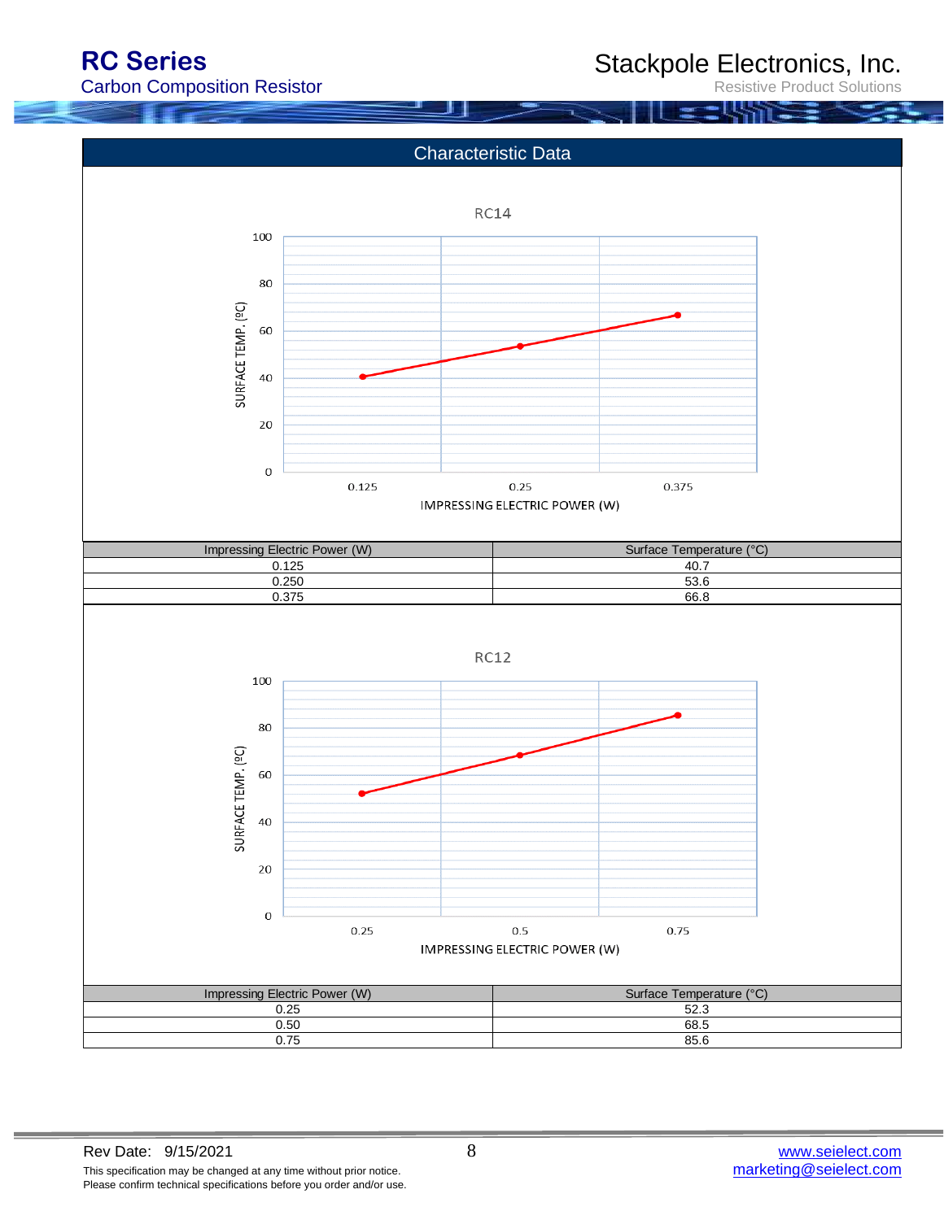## Characteristic Data

RC14

| Impressing Electric Power (W) | Surface Temperature (°C) |
|---|---|
| 0.125 | 40.7 |
| 0.250 | 53.6 |
| 0.375 | 66.8 |

RC12

| Impressing Electric Power (W) | Surface Temperature (°C) |
|---|---|
| 0.25 | 52.3 |
| 0.50 | 68.5 |
| 0.75 | 85.6 |

Rev Date: 9/15/2021

This specification may be changed at any time without prior notice.
Please confirm technical specifications before you order and/or use.

www.seielect.com
marketing@seielect.com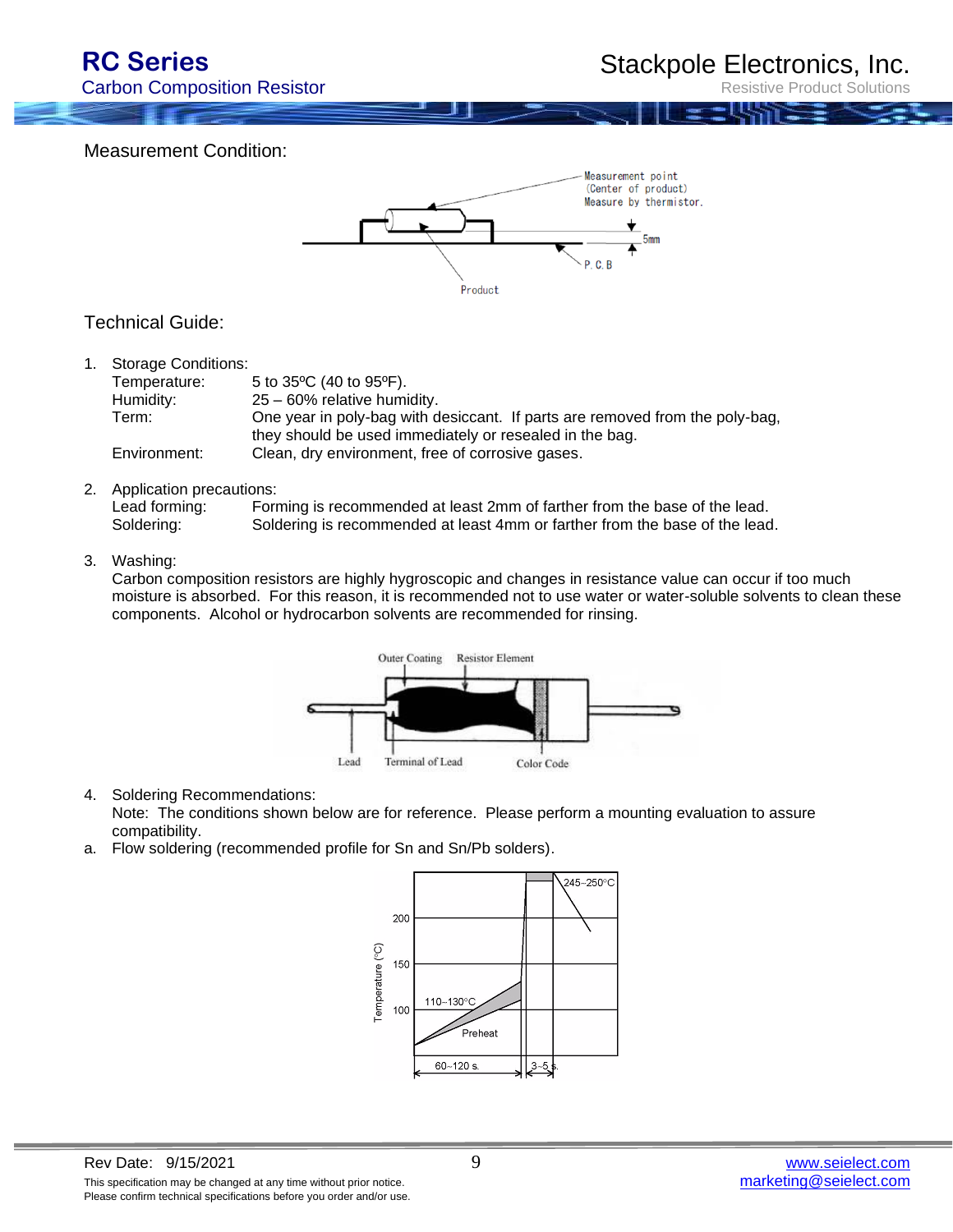## Measurement Condition:

Measurement point (Center of product) Measure by thermistor.

5mm

P.C.B

Product

## Technical Guide:

1. Storage Conditions:
   - Temperature: 5 to 35ºC (40 to 95ºF).
   - Humidity: 25 – 60% relative humidity.
   - Term: One year in poly-bag with desiccant. If parts are removed from the poly-bag, they should be used immediately or resealed in the bag.
   - Environment: Clean, dry environment, free of corrosive gases.

2. Application precautions:
   - Lead forming: Forming is recommended at least 2mm of farther from the base of the lead.
   - Soldering: Soldering is recommended at least 4mm or farther from the base of the lead.

3. Washing:
   Carbon composition resistors are highly hygroscopic and changes in resistance value can occur if too much moisture is absorbed. For this reason, it is recommended not to use water or water-soluble solvents to clean these components. Alcohol or hydrocarbon solvents are recommended for rinsing.

Outer Coating, Resistor Element, Lead, Terminal of Lead, Color Code

4. Soldering Recommendations:
   Note: The conditions shown below are for reference. Please perform a mounting evaluation to assure compatibility.

a. Flow soldering (recommended profile for Sn and Sn/Pb solders).

Temperature (°C): 100, 150, 200; 245~250°C; 110~130°C Preheat; 60~120 s.; 3~5 s.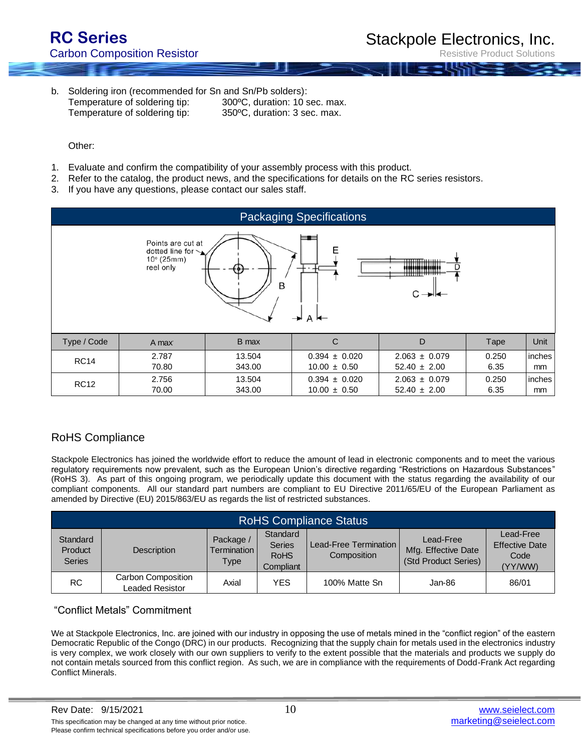b. Soldering iron (recommended for Sn and Sn/Pb solders):
   Temperature of soldering tip: 300ºC, duration: 10 sec. max.
   Temperature of soldering tip: 350ºC, duration: 3 sec. max.

Other:

1. Evaluate and confirm the compatibility of your assembly process with this product.
2. Refer to the catalog, the product news, and the specifications for details on the RC series resistors.
3. If you have any questions, please contact our sales staff.

## Packaging Specifications

Points are cut at dotted line for 10° (25mm) reel only

| Type / Code | A max | B max | C | D | Tape | Unit |
|---|---|---|---|---|---|---|
| RC14 | 2.787<br>70.80 | 13.504<br>343.00 | 0.394 ± 0.020<br>10.00 ± 0.50 | 2.063 ± 0.079<br>52.40 ± 2.00 | 0.250<br>6.35 | inches<br>mm |
| RC12 | 2.756<br>70.00 | 13.504<br>343.00 | 0.394 ± 0.020<br>10.00 ± 0.50 | 2.063 ± 0.079<br>52.40 ± 2.00 | 0.250<br>6.35 | inches<br>mm |

## RoHS Compliance

Stackpole Electronics has joined the worldwide effort to reduce the amount of lead in electronic components and to meet the various regulatory requirements now prevalent, such as the European Union's directive regarding "Restrictions on Hazardous Substances" (RoHS 3). As part of this ongoing program, we periodically update this document with the status regarding the availability of our compliant components. All our standard part numbers are compliant to EU Directive 2011/65/EU of the European Parliament as amended by Directive (EU) 2015/863/EU as regards the list of restricted substances.

| RoHS Compliance Status | | | | | | |
|---|---|---|---|---|---|---|
| Standard Product Series | Description | Package / Termination Type | Standard Series RoHS Compliant | Lead-Free Termination Composition | Lead-Free Mfg. Effective Date (Std Product Series) | Lead-Free Effective Date Code (YY/WW) |
| RC | Carbon Composition Leaded Resistor | Axial | YES | 100% Matte Sn | Jan-86 | 86/01 |

## "Conflict Metals" Commitment

We at Stackpole Electronics, Inc. are joined with our industry in opposing the use of metals mined in the "conflict region" of the eastern Democratic Republic of the Congo (DRC) in our products. Recognizing that the supply chain for metals used in the electronics industry is very complex, we work closely with our own suppliers to verify to the extent possible that the materials and products we supply do not contain metals sourced from this conflict region. As such, we are in compliance with the requirements of Dodd-Frank Act regarding Conflict Minerals.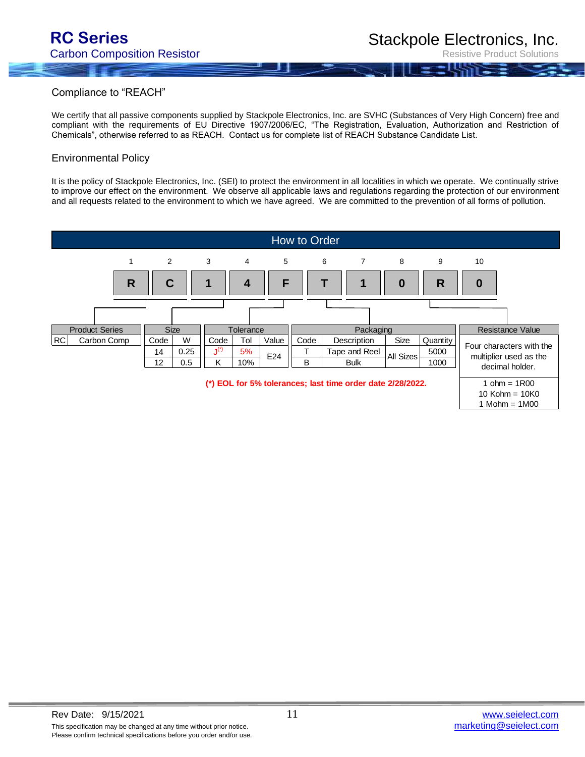## Compliance to "REACH"

We certify that all passive components supplied by Stackpole Electronics, Inc. are SVHC (Substances of Very High Concern) free and compliant with the requirements of EU Directive 1907/2006/EC, "The Registration, Evaluation, Authorization and Restriction of Chemicals", otherwise referred to as REACH. Contact us for complete list of REACH Substance Candidate List.

## Environmental Policy

It is the policy of Stackpole Electronics, Inc. (SEI) to protect the environment in all localities in which we operate. We continually strive to improve our effect on the environment. We observe all applicable laws and regulations regarding the protection of our environment and all requests related to the environment to which we have agreed. We are committed to the prevention of all forms of pollution.

## How to Order

| 1 | 2 | 3 | 4 | 5 | 6 | 7 | 8 | 9 | 10 |
|---|---|---|---|---|---|---|---|---|---|
| R | C | 1 | 4 | F | T | 1 | 0 | R | 0 |

**Product Series**

| Code | Description |
|---|---|
| RC | Carbon Comp |

**Size**

| Code | W |
|---|---|
| 14 | 0.25 |
| 12 | 0.5 |

**Tolerance**

| Code | Tol | Value |
|---|---|---|
| J(*) | 5% | E24 |
| K | 10% | E24 |

**Packaging**

| Code | Description | Size | Quantity |
|---|---|---|---|
| T | Tape and Reel | All Sizes | 5000 |
| B | Bulk | All Sizes | 1000 |

**Resistance Value**

Four characters with the multiplier used as the decimal holder.

1 ohm = 1R00
10 Kohm = 10K0
1 Mohm = 1M00

**(*) EOL for 5% tolerances; last time order date 2/28/2022.**

Rev Date: 9/15/2021

This specification may be changed at any time without prior notice.
Please confirm technical specifications before you order and/or use.

www.seielect.com
marketing@seielect.com